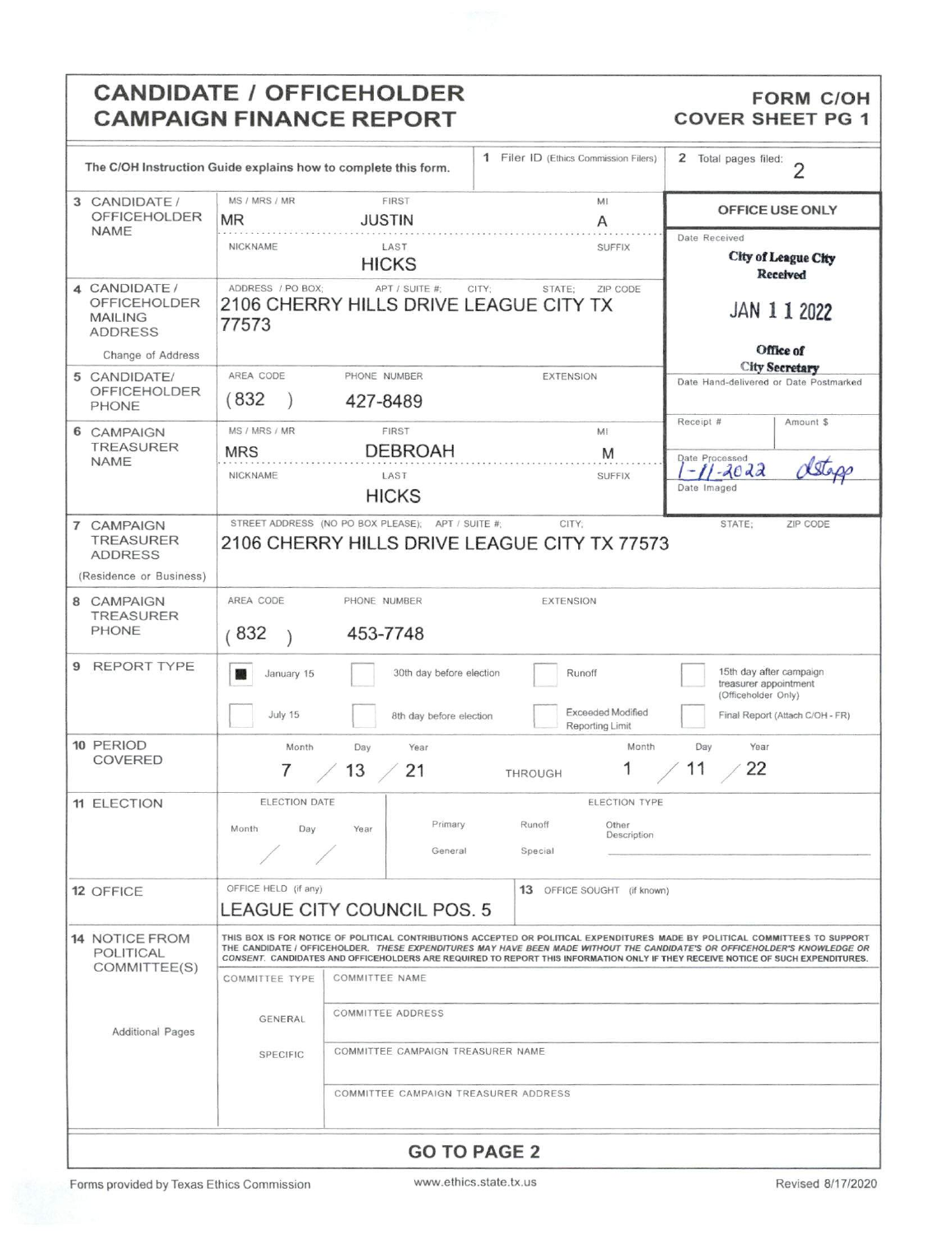# CANDIDATE / OFFICEHOLDER CAMPAIGN FINANCE REPORT

**FORM C/OH COVER SHEET PG 1**

The C/OH Instruction Guide explains how to complete this form.

**1** Filer ID (Ethics Commission Filers)

**2** Total pages filed: 2

| | | | |
|---|---|---|---|
| **3 CANDIDATE / OFFICEHOLDER NAME** | MS / MRS / MR: MR | FIRST: JUSTIN | MI: A |
| | NICKNAME: | LAST: HICKS | SUFFIX: |
| **4 CANDIDATE / OFFICEHOLDER MAILING ADDRESS** (Change of Address) | ADDRESS / PO BOX; APT / SUITE #; CITY; STATE; ZIP CODE: 2106 CHERRY HILLS DRIVE LEAGUE CITY TX 77573 | | |
| **5 CANDIDATE/ OFFICEHOLDER PHONE** | AREA CODE: (832) | PHONE NUMBER: 427-8489 | EXTENSION: |
| **6 CAMPAIGN TREASURER NAME** | MS / MRS / MR: MRS | FIRST: DEBROAH | MI: M |
| | NICKNAME: | LAST: HICKS | SUFFIX: |
| **7 CAMPAIGN TREASURER ADDRESS** (Residence or Business) | STREET ADDRESS (NO PO BOX PLEASE); APT / SUITE #; CITY; STATE; ZIP CODE: 2106 CHERRY HILLS DRIVE LEAGUE CITY TX 77573 | | |
| **8 CAMPAIGN TREASURER PHONE** | AREA CODE: (832) | PHONE NUMBER: 453-7748 | EXTENSION: |

**OFFICE USE ONLY**

Date Received: City of League City Received JAN 11 2022 Office of City Secretary

Date Hand-delivered or Date Postmarked

Receipt # | Amount $

Date Processed: 1-11-2022 dstapp

Date Imaged

**9 REPORT TYPE**

- [x] January 15
- [ ] July 15
- [ ] 30th day before election
- [ ] 8th day before election
- [ ] Runoff
- [ ] Exceeded Modified Reporting Limit
- [ ] 15th day after campaign treasurer appointment (Officeholder Only)
- [ ] Final Report (Attach C/OH - FR)

**10 PERIOD COVERED**

| Month | Day | Year | | Month | Day | Year |
|---|---|---|---|---|---|---|
| 7 | 13 | 21 | THROUGH | 1 | 11 | 22 |

**11 ELECTION**

ELECTION DATE: Month / Day / Year: / /

ELECTION TYPE: Primary | Runoff | Other Description | General | Special

**12 OFFICE**

OFFICE HELD (if any): LEAGUE CITY COUNCIL POS. 5

**13** OFFICE SOUGHT (if known):

**14 NOTICE FROM POLITICAL COMMITTEE(S)**

THIS BOX IS FOR NOTICE OF POLITICAL CONTRIBUTIONS ACCEPTED OR POLITICAL EXPENDITURES MADE BY POLITICAL COMMITTEES TO SUPPORT THE CANDIDATE / OFFICEHOLDER. *THESE EXPENDITURES MAY HAVE BEEN MADE WITHOUT THE CANDIDATE'S OR OFFICEHOLDER'S KNOWLEDGE OR CONSENT.* CANDIDATES AND OFFICEHOLDERS ARE REQUIRED TO REPORT THIS INFORMATION ONLY IF THEY RECEIVE NOTICE OF SUCH EXPENDITURES.

Additional Pages

| COMMITTEE TYPE | |
|---|---|
| | COMMITTEE NAME |
| GENERAL | COMMITTEE ADDRESS |
| SPECIFIC | COMMITTEE CAMPAIGN TREASURER NAME |
| | COMMITTEE CAMPAIGN TREASURER ADDRESS |

**GO TO PAGE 2**

Forms provided by Texas Ethics Commission www.ethics.state.tx.us Revised 8/17/2020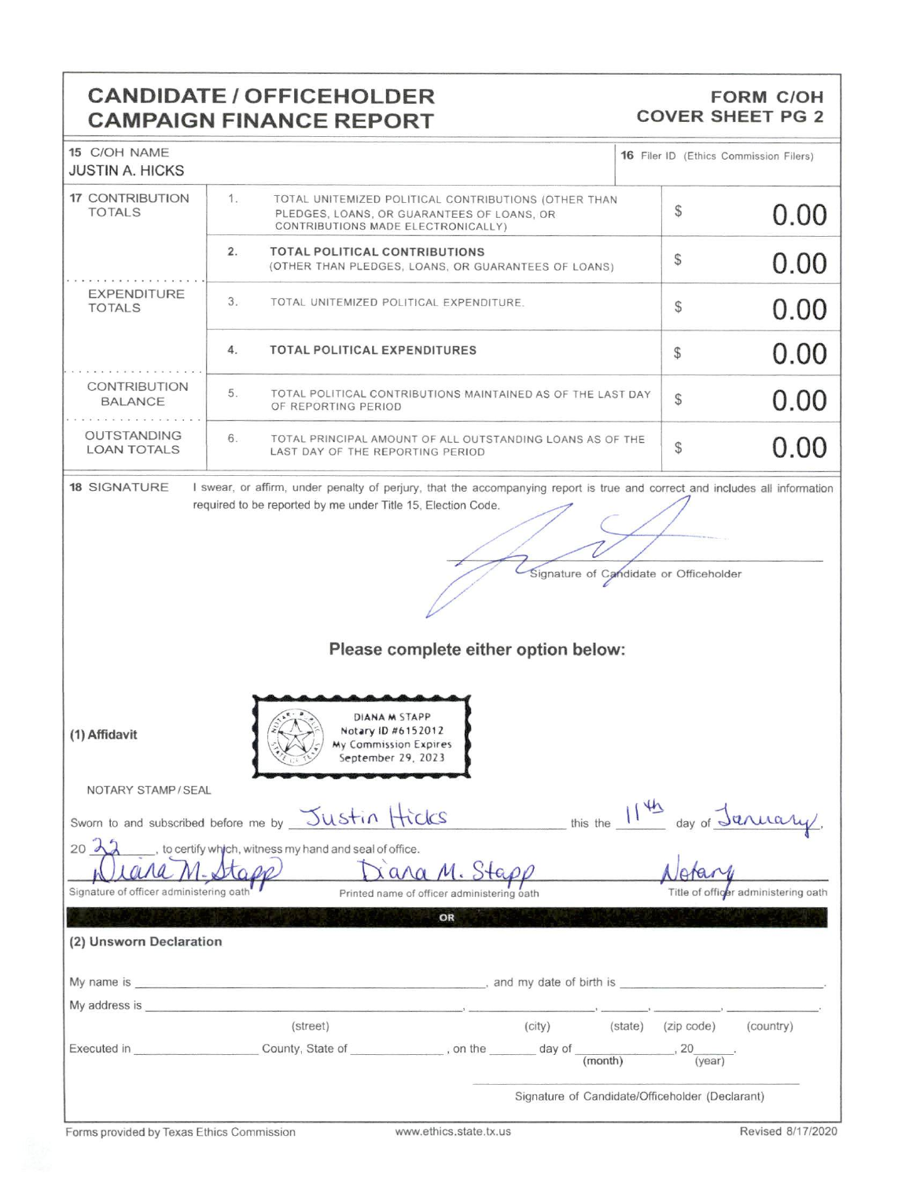# CANDIDATE / OFFICEHOLDER CAMPAIGN FINANCE REPORT

**FORM C/OH COVER SHEET PG 2**

| | |
|---|---|
| 15 C/OH NAME<br>JUSTIN A. HICKS | 16 Filer ID (Ethics Commission Filers) |

| | | | |
|---|---|---|---|
| 17 CONTRIBUTION TOTALS | 1. TOTAL UNITEMIZED POLITICAL CONTRIBUTIONS (OTHER THAN PLEDGES, LOANS, OR GUARANTEES OF LOANS, OR CONTRIBUTIONS MADE ELECTRONICALLY) | $ | 0.00 |
| | 2. **TOTAL POLITICAL CONTRIBUTIONS** (OTHER THAN PLEDGES, LOANS, OR GUARANTEES OF LOANS) | $ | 0.00 |
| EXPENDITURE TOTALS | 3. TOTAL UNITEMIZED POLITICAL EXPENDITURE. | $ | 0.00 |
| | 4. **TOTAL POLITICAL EXPENDITURES** | $ | 0.00 |
| CONTRIBUTION BALANCE | 5. TOTAL POLITICAL CONTRIBUTIONS MAINTAINED AS OF THE LAST DAY OF REPORTING PERIOD | $ | 0.00 |
| OUTSTANDING LOAN TOTALS | 6. TOTAL PRINCIPAL AMOUNT OF ALL OUTSTANDING LOANS AS OF THE LAST DAY OF THE REPORTING PERIOD | $ | 0.00 |

**18 SIGNATURE** I swear, or affirm, under penalty of perjury, that the accompanying report is true and correct and includes all information required to be reported by me under Title 15, Election Code.

Signature of Candidate or Officeholder

## Please complete either option below:

**(1) Affidavit**

DIANA M STAPP
Notary ID #6152012
My Commission Expires
September 29, 2023

NOTARY STAMP / SEAL

Sworn to and subscribed before me by Justin Hicks this the 11th day of January, 20 22, to certify which, witness my hand and seal of office.

| Diana M. Stapp | Diana M. Stapp | Notary |
|---|---|---|
| Signature of officer administering oath | Printed name of officer administering oath | Title of officer administering oath |

**OR**

**(2) Unsworn Declaration**

My name is ______________________, and my date of birth is ______________________.

My address is ______________________, ____________, ______, ____________, ____________.
(street) (city) (state) (zip code) (country)

Executed in ____________ County, State of ____________, on the ______ day of ____________, 20______.
(month) (year)

Signature of Candidate/Officeholder (Declarant)

Forms provided by Texas Ethics Commission www.ethics.state.tx.us Revised 8/17/2020